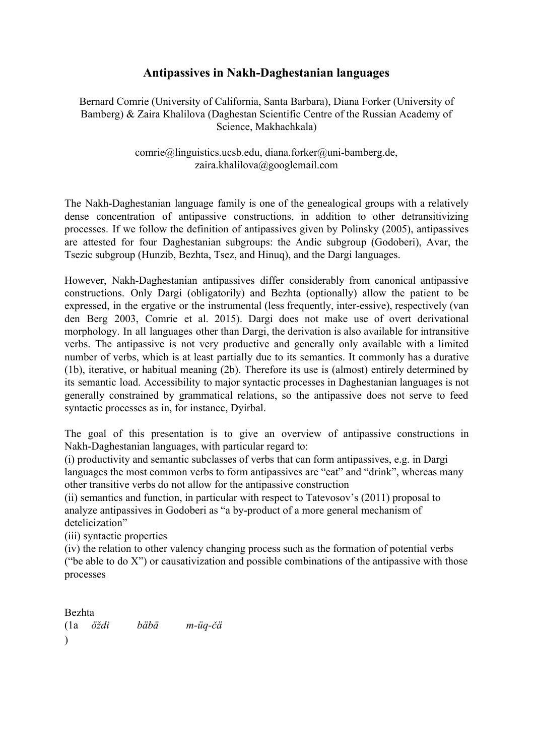# Antipassives in Nakh-Daghestanian languages

Bernard Comrie (University of California, Santa Barbara), Diana Forker (University of Bamberg) & Zaira Khalilova (Daghestan Scientific Centre of the Russian Academy of Science, Makhachkala)

comrie@linguistics.ucsb.edu, diana.forker@uni-bamberg.de, zaira.khalilova@googlemail.com

The Nakh-Daghestanian language family is one of the genealogical groups with a relatively dense concentration of antipassive constructions, in addition to other detransitivizing processes. If we follow the definition of antipassives given by Polinsky (2005), antipassives are attested for four Daghestanian subgroups: the Andic subgroup (Godoberi), Avar, the Tsezic subgroup (Hunzib, Bezhta, Tsez, and Hinuq), and the Dargi languages.

However, Nakh-Daghestanian antipassives differ considerably from canonical antipassive constructions. Only Dargi (obligatorily) and Bezhta (optionally) allow the patient to be expressed, in the ergative or the instrumental (less frequently, inter-essive), respectively (van den Berg 2003, Comrie et al. 2015). Dargi does not make use of overt derivational morphology. In all languages other than Dargi, the derivation is also available for intransitive verbs. The antipassive is not very productive and generally only available with a limited number of verbs, which is at least partially due to its semantics. It commonly has a durative (1b), iterative, or habitual meaning (2b). Therefore its use is (almost) entirely determined by its semantic load. Accessibility to major syntactic processes in Daghestanian languages is not generally constrained by grammatical relations, so the antipassive does not serve to feed syntactic processes as in, for instance, Dyirbal.

The goal of this presentation is to give an overview of antipassive constructions in Nakh-Daghestanian languages, with particular regard to:

(i) productivity and semantic subclasses of verbs that can form antipassives, e.g. in Dargi languages the most common verbs to form antipassives are "eat" and "drink", whereas many other transitive verbs do not allow for the antipassive construction

(ii) semantics and function, in particular with respect to Tatevosov's (2011) proposal to analyze antipassives in Godoberi as "a by-product of a more general mechanism of detelicization"

(iii) syntactic properties

(iv) the relation to other valency changing process such as the formation of potential verbs ("be able to do X") or causativization and possible combinations of the antipassive with those processes

Bezhta

(1a) *öždi* *bäbä* *m-üq-čä*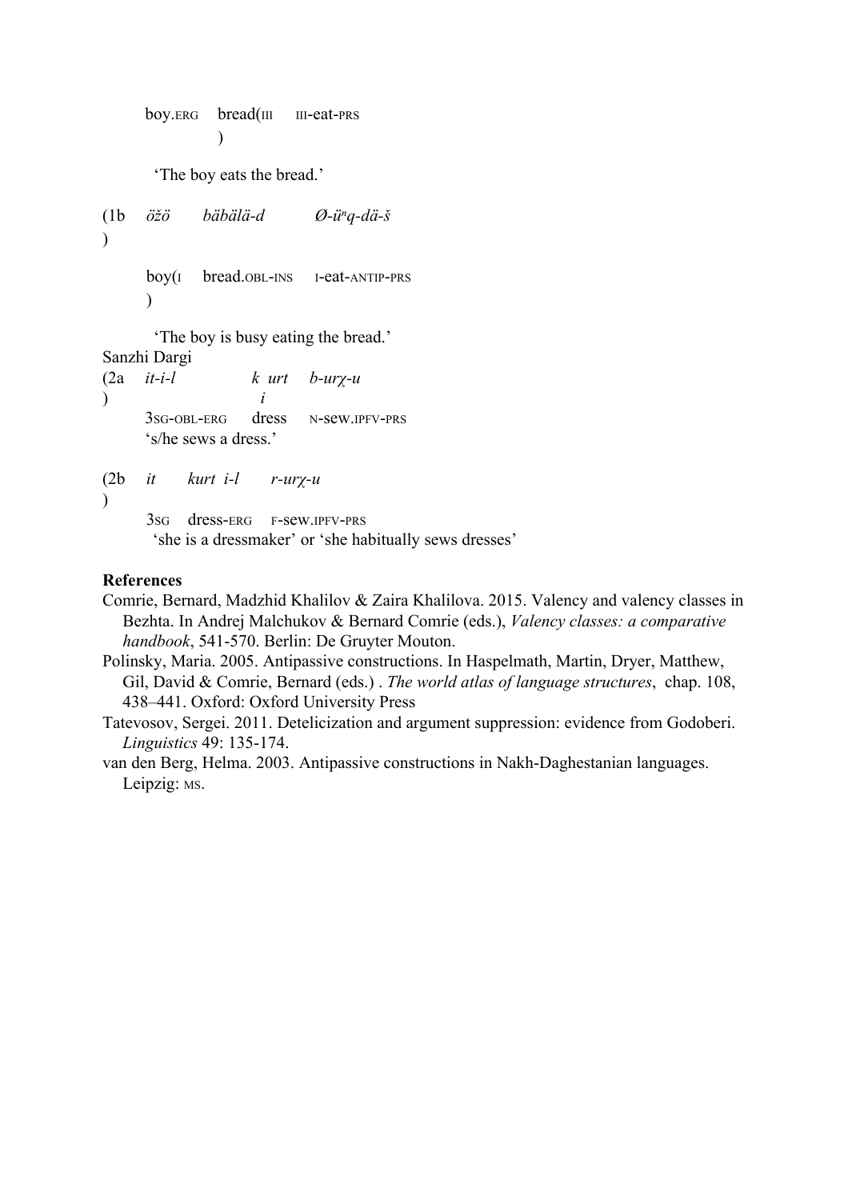boy.ERG bread(III) III-eat-PRS

'The boy eats the bread.'

(1b) *öžö bäbälä-d Ø-üⁿq-dä-š*

boy(I) bread.OBL-INS I-eat-ANTIP-PRS

'The boy is busy eating the bread.'

Sanzhi Dargi

(2a) *it-i-l kurti b-urχ-u*

3SG-OBL-ERG dress N-sew.IPFV-PRS

's/he sews a dress.'

(2b) *it kurt i-l r-urχ-u*

3SG dress-ERG F-sew.IPFV-PRS

'she is a dressmaker' or 'she habitually sews dresses'

**References**

Comrie, Bernard, Madzhid Khalilov & Zaira Khalilova. 2015. Valency and valency classes in Bezhta. In Andrej Malchukov & Bernard Comrie (eds.), *Valency classes: a comparative handbook*, 541-570. Berlin: De Gruyter Mouton.

Polinsky, Maria. 2005. Antipassive constructions. In Haspelmath, Martin, Dryer, Matthew, Gil, David & Comrie, Bernard (eds.) . *The world atlas of language structures*, chap. 108, 438–441. Oxford: Oxford University Press

Tatevosov, Sergei. 2011. Detelicization and argument suppression: evidence from Godoberi. *Linguistics* 49: 135-174.

van den Berg, Helma. 2003. Antipassive constructions in Nakh-Daghestanian languages. Leipzig: MS.